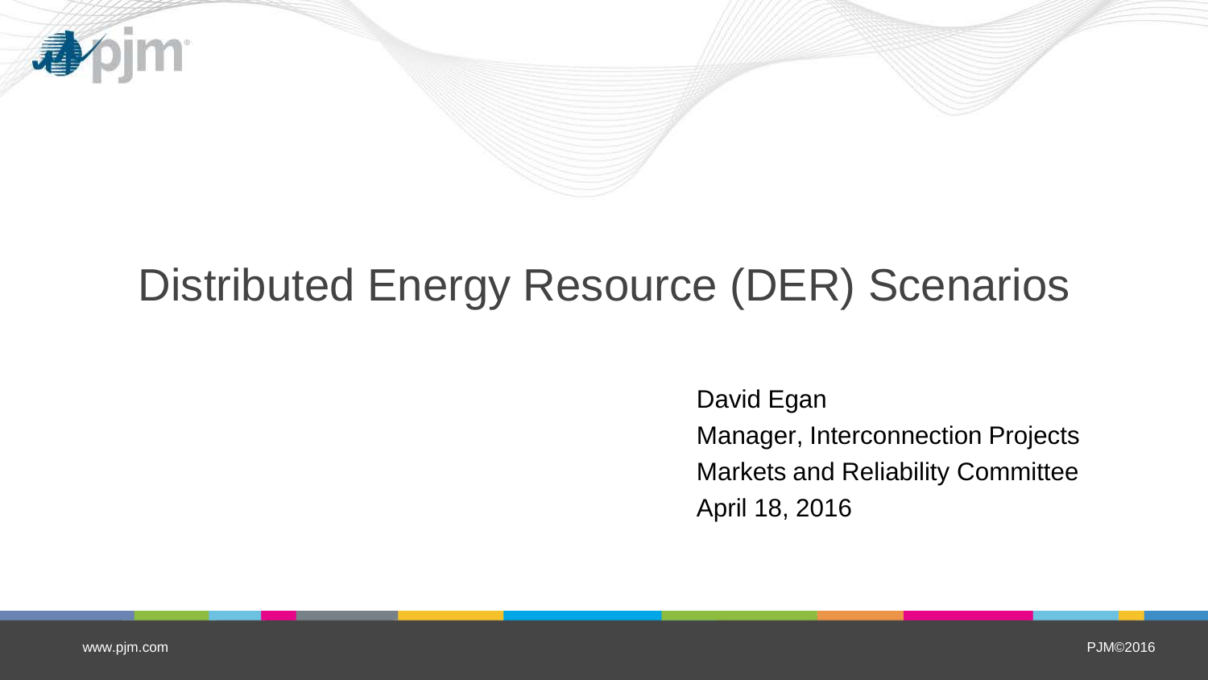# Distributed Energy Resource (DER) Scenarios

David Egan

Manager, Interconnection Projects

Markets and Reliability Committee

April 18, 2016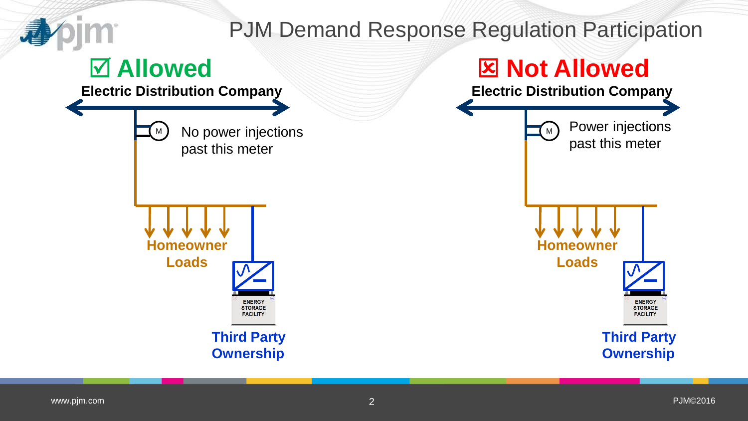# PJM Demand Response Regulation Participation

## ☑ Allowed

**Electric Distribution Company**

M

No power injections past this meter

**Homeowner Loads**

ENERGY STORAGE FACILITY

**Third Party Ownership**

## ☒ Not Allowed

**Electric Distribution Company**

M

Power injections past this meter

**Homeowner Loads**

ENERGY STORAGE FACILITY

**Third Party Ownership**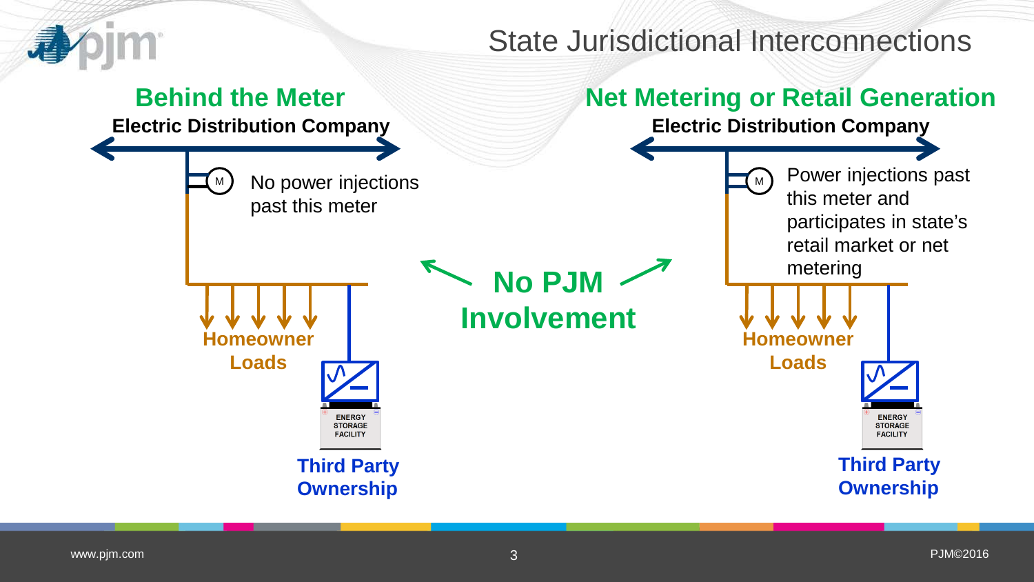# State Jurisdictional Interconnections

## Behind the Meter

**Electric Distribution Company**

M

No power injections past this meter

**Homeowner Loads**

ENERGY STORAGE FACILITY

**Third Party Ownership**

## No PJM Involvement

## Net Metering or Retail Generation

**Electric Distribution Company**

M

Power injections past this meter and participates in state's retail market or net metering

**Homeowner Loads**

ENERGY STORAGE FACILITY

**Third Party Ownership**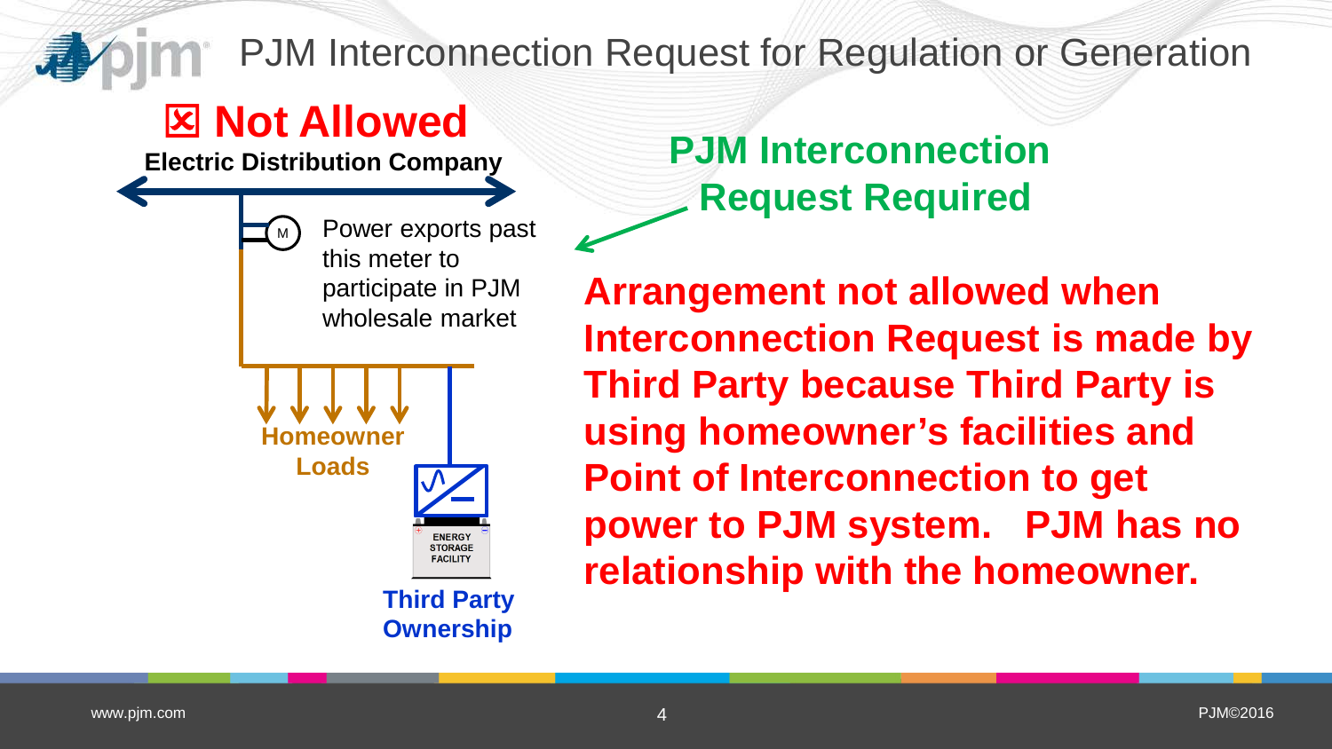# PJM Interconnection Request for Regulation or Generation

## ☒ Not Allowed

**Electric Distribution Company**

M

Power exports past this meter to participate in PJM wholesale market

**Homeowner Loads**

ENERGY STORAGE FACILITY

**Third Party Ownership**

**PJM Interconnection Request Required**

**Arrangement not allowed when Interconnection Request is made by Third Party because Third Party is using homeowner's facilities and Point of Interconnection to get power to PJM system. PJM has no relationship with the homeowner.**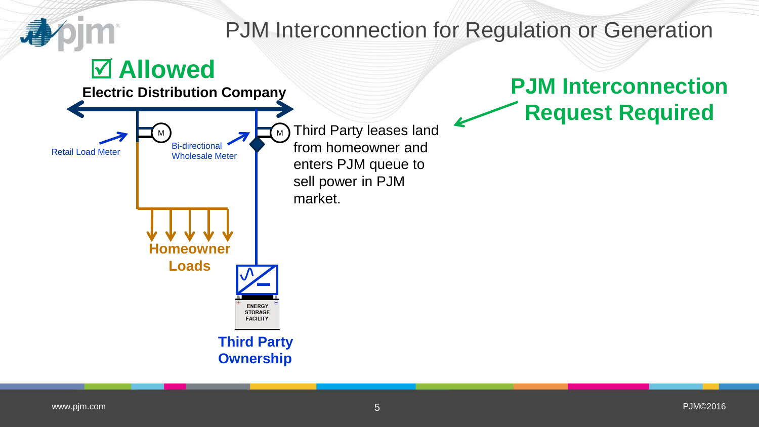# PJM Interconnection for Regulation or Generation

## ☑ Allowed

**Electric Distribution Company**

Retail Load Meter

Bi-directional Wholesale Meter

Third Party leases land from homeowner and enters PJM queue to sell power in PJM market.

**PJM Interconnection Request Required**

**Homeowner Loads**

ENERGY STORAGE FACILITY

**Third Party Ownership**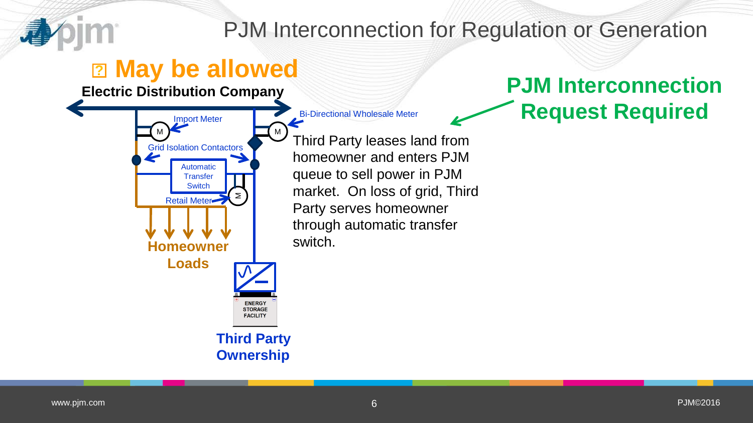# PJM Interconnection for Regulation or Generation

## May be allowed

**Electric Distribution Company**

Import Meter

Bi-Directional Wholesale Meter

Grid Isolation Contactors

Automatic Transfer Switch

Retail Meter

**Homeowner Loads**

ENERGY STORAGE FACILITY

**Third Party Ownership**

Third Party leases land from homeowner and enters PJM queue to sell power in PJM market. On loss of grid, Third Party serves homeowner through automatic transfer switch.

**PJM Interconnection Request Required**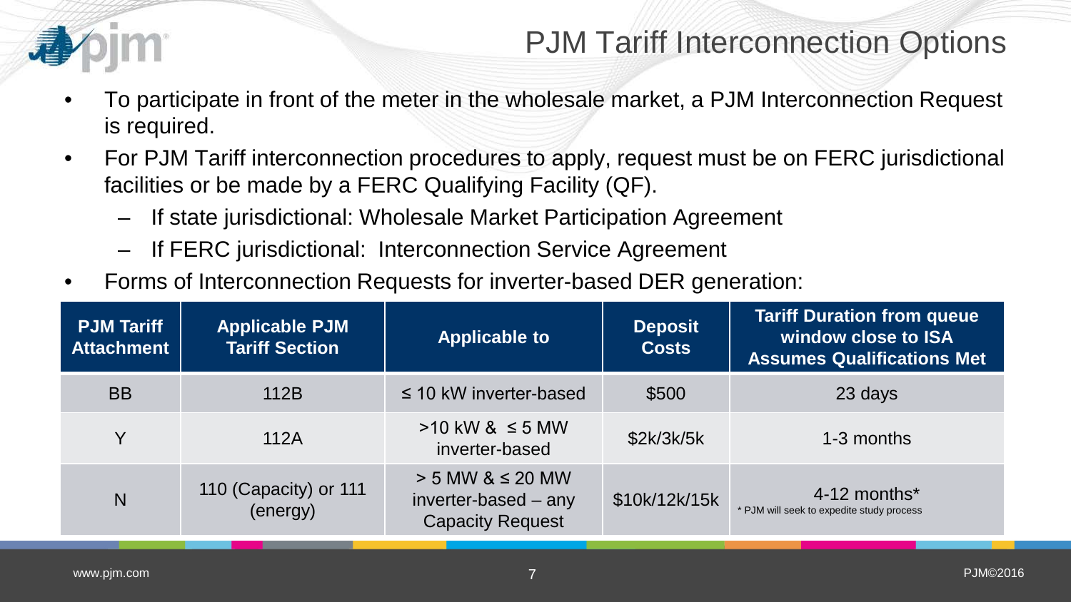# PJM Tariff Interconnection Options

- To participate in front of the meter in the wholesale market, a PJM Interconnection Request is required.
- For PJM Tariff interconnection procedures to apply, request must be on FERC jurisdictional facilities or be made by a FERC Qualifying Facility (QF).
  - If state jurisdictional: Wholesale Market Participation Agreement
  - If FERC jurisdictional: Interconnection Service Agreement
- Forms of Interconnection Requests for inverter-based DER generation:

| PJM Tariff Attachment | Applicable PJM Tariff Section | Applicable to | Deposit Costs | Tariff Duration from queue window close to ISA Assumes Qualifications Met |
|---|---|---|---|---|
| BB | 112B | ≤ 10 kW inverter-based | $500 | 23 days |
| Y | 112A | >10 kW & ≤ 5 MW inverter-based | $2k/3k/5k | 1-3 months |
| N | 110 (Capacity) or 111 (energy) | > 5 MW & ≤ 20 MW inverter-based – any Capacity Request | $10k/12k/15k | 4-12 months* <br> * PJM will seek to expedite study process |